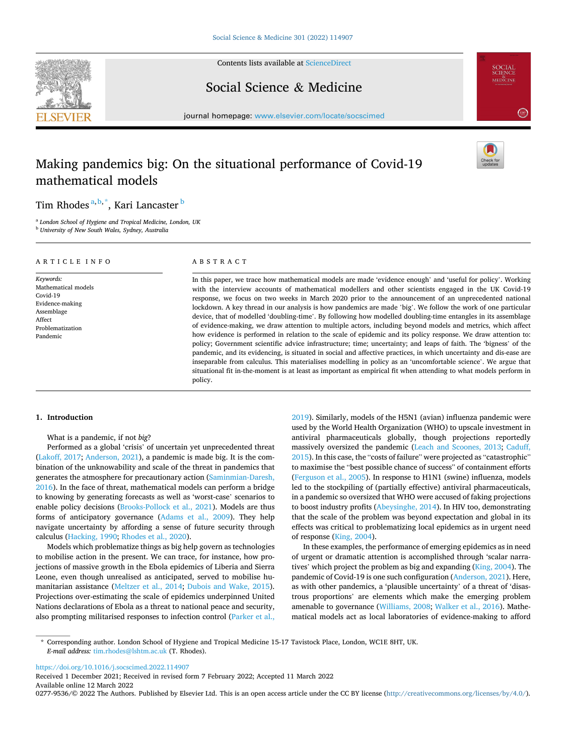Contents lists available at ScienceDirect

# Social Science & Medicine

journal homepage: www.elsevier.com/locate/socscimed

# Making pandemics big: On the situational performance of Covid-19 mathematical models

Tim Rhodes [a,b,*], Kari Lancaster [b]

[a] London School of Hygiene and Tropical Medicine, London, UK

[b] University of New South Wales, Sydney, Australia

## ARTICLE INFO

*Keywords:*
Mathematical models
Covid-19
Evidence-making
Assemblage
Affect
Problematization
Pandemic

## ABSTRACT

In this paper, we trace how mathematical models are made 'evidence enough' and 'useful for policy'. Working with the interview accounts of mathematical modellers and other scientists engaged in the UK Covid-19 response, we focus on two weeks in March 2020 prior to the announcement of an unprecedented national lockdown. A key thread in our analysis is how pandemics are made 'big'. We follow the work of one particular device, that of modelled 'doubling-time'. By following how modelled doubling-time entangles in its assemblage of evidence-making, we draw attention to multiple actors, including beyond models and metrics, which affect how evidence is performed in relation to the scale of epidemic and its policy response. We draw attention to: policy; Government scientific advice infrastructure; time; uncertainty; and leaps of faith. The 'bigness' of the pandemic, and its evidencing, is situated in social and affective practices, in which uncertainty and dis-ease are inseparable from calculus. This materialises modelling in policy as an 'uncomfortable science'. We argue that situational fit in-the-moment is at least as important as empirical fit when attending to what models perform in policy.

## 1. Introduction

What is a pandemic, if not *big*?

Performed as a global 'crisis' of uncertain yet unprecedented threat (Lakoff, 2017; Anderson, 2021), a pandemic is made big. It is the combination of the unknowability and scale of the threat in pandemics that generates the atmosphere for precautionary action (Saminmian-Daresh, 2016). In the face of threat, mathematical models can perform a bridge to knowing by generating forecasts as well as 'worst-case' scenarios to enable policy decisions (Brooks-Pollock et al., 2021). Models are thus forms of anticipatory governance (Adams et al., 2009). They help navigate uncertainty by affording a sense of future security through calculus (Hacking, 1990; Rhodes et al., 2020).

Models which problematize things as big help govern as technologies to mobilise action in the present. We can trace, for instance, how projections of massive growth in the Ebola epidemics of Liberia and Sierra Leone, even though unrealised as anticipated, served to mobilise humanitarian assistance (Meltzer et al., 2014; Dubois and Wake, 2015). Projections over-estimating the scale of epidemics underpinned United Nations declarations of Ebola as a threat to national peace and security, also prompting militarised responses to infection control (Parker et al., 2019). Similarly, models of the H5N1 (avian) influenza pandemic were used by the World Health Organization (WHO) to upscale investment in antiviral pharmaceuticals globally, though projections reportedly massively oversized the pandemic (Leach and Scoones, 2013; Caduff, 2015). In this case, the "costs of failure" were projected as "catastrophic" to maximise the "best possible chance of success" of containment efforts (Ferguson et al., 2005). In response to H1N1 (swine) influenza, models led to the stockpiling of (partially effective) antiviral pharmaceuticals, in a pandemic so oversized that WHO were accused of faking projections to boost industry profits (Abeysinghe, 2014). In HIV too, demonstrating that the scale of the problem was beyond expectation and global in its effects was critical to problematizing local epidemics as in urgent need of response (King, 2004).

In these examples, the performance of emerging epidemics as in need of urgent or dramatic attention is accomplished through 'scalar narratives' which project the problem as big and expanding (King, 2004). The pandemic of Covid-19 is one such configuration (Anderson, 2021). Here, as with other pandemics, a 'plausible uncertainty' of a threat of 'disastrous proportions' are elements which make the emerging problem amenable to governance (Williams, 2008; Walker et al., 2016). Mathematical models act as local laboratories of evidence-making to afford

\* Corresponding author. London School of Hygiene and Tropical Medicine 15-17 Tavistock Place, London, WC1E 8HT, UK.
*E-mail address:* tim.rhodes@lshtm.ac.uk (T. Rhodes).

https://doi.org/10.1016/j.socscimed.2022.114907
Received 1 December 2021; Received in revised form 7 February 2022; Accepted 11 March 2022
Available online 12 March 2022
0277-9536/© 2022 The Authors. Published by Elsevier Ltd. This is an open access article under the CC BY license (http://creativecommons.org/licenses/by/4.0/).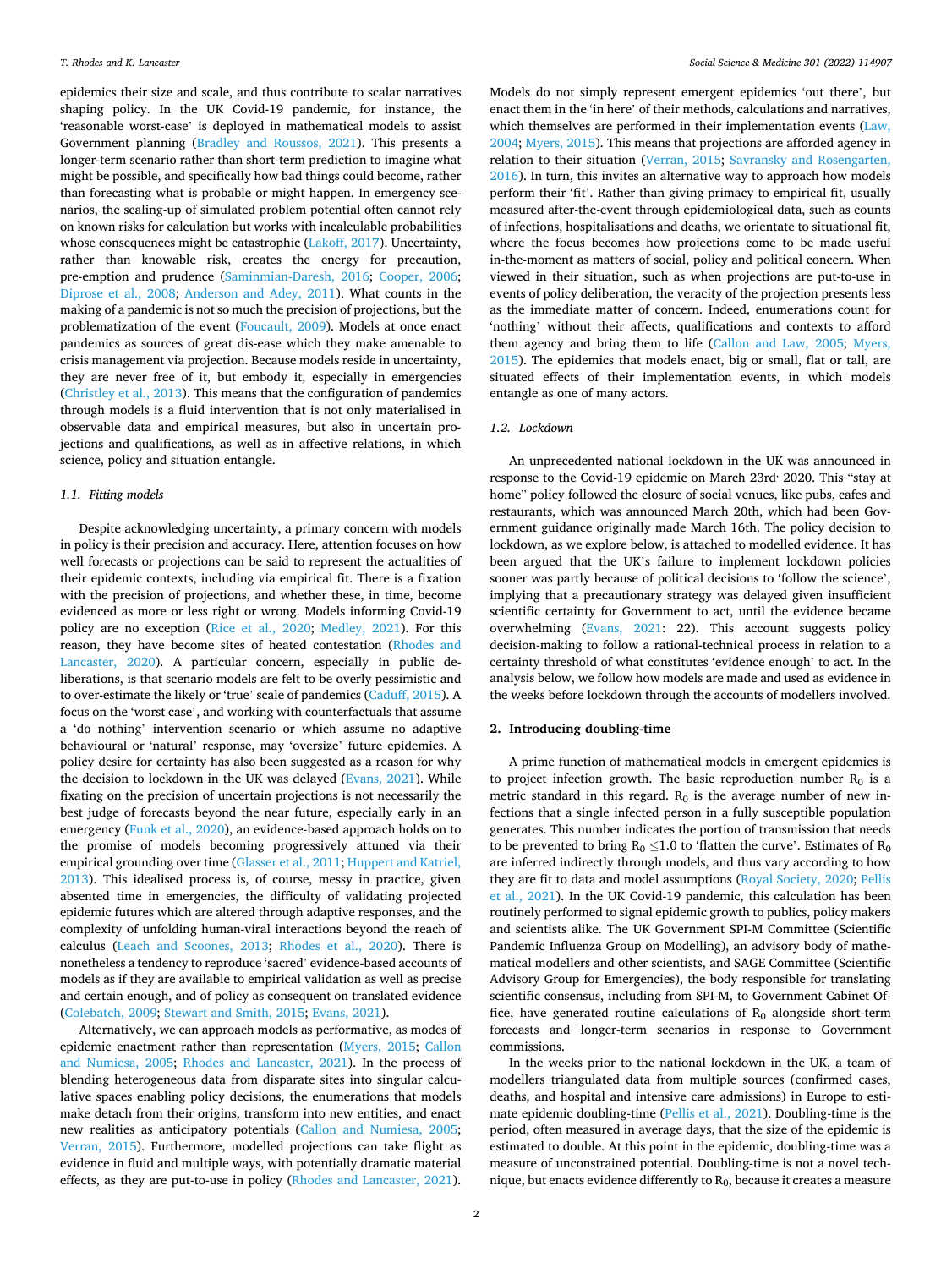epidemics their size and scale, and thus contribute to scalar narratives shaping policy. In the UK Covid-19 pandemic, for instance, the 'reasonable worst-case' is deployed in mathematical models to assist Government planning (Bradley and Roussos, 2021). This presents a longer-term scenario rather than short-term prediction to imagine what might be possible, and specifically how bad things could become, rather than forecasting what is probable or might happen. In emergency scenarios, the scaling-up of simulated problem potential often cannot rely on known risks for calculation but works with incalculable probabilities whose consequences might be catastrophic (Lakoff, 2017). Uncertainty, rather than knowable risk, creates the energy for precaution, pre-emption and prudence (Saminmian-Daresh, 2016; Cooper, 2006; Diprose et al., 2008; Anderson and Adey, 2011). What counts in the making of a pandemic is not so much the precision of projections, but the problematization of the event (Foucault, 2009). Models at once enact pandemics as sources of great dis-ease which they make amenable to crisis management via projection. Because models reside in uncertainty, they are never free of it, but embody it, especially in emergencies (Christley et al., 2013). This means that the configuration of pandemics through models is a fluid intervention that is not only materialised in observable data and empirical measures, but also in uncertain projections and qualifications, as well as in affective relations, in which science, policy and situation entangle.

### 1.1. Fitting models

Despite acknowledging uncertainty, a primary concern with models in policy is their precision and accuracy. Here, attention focuses on how well forecasts or projections can be said to represent the actualities of their epidemic contexts, including via empirical fit. There is a fixation with the precision of projections, and whether these, in time, become evidenced as more or less right or wrong. Models informing Covid-19 policy are no exception (Rice et al., 2020; Medley, 2021). For this reason, they have become sites of heated contestation (Rhodes and Lancaster, 2020). A particular concern, especially in public deliberations, is that scenario models are felt to be overly pessimistic and to over-estimate the likely or 'true' scale of pandemics (Caduff, 2015). A focus on the 'worst case', and working with counterfactuals that assume a 'do nothing' intervention scenario or which assume no adaptive behavioural or 'natural' response, may 'oversize' future epidemics. A policy desire for certainty has also been suggested as a reason for why the decision to lockdown in the UK was delayed (Evans, 2021). While fixating on the precision of uncertain projections is not necessarily the best judge of forecasts beyond the near future, especially early in an emergency (Funk et al., 2020), an evidence-based approach holds on to the promise of models becoming progressively attuned via their empirical grounding over time (Glasser et al., 2011; Huppert and Katriel, 2013). This idealised process is, of course, messy in practice, given absented time in emergencies, the difficulty of validating projected epidemic futures which are altered through adaptive responses, and the complexity of unfolding human-viral interactions beyond the reach of calculus (Leach and Scoones, 2013; Rhodes et al., 2020). There is nonetheless a tendency to reproduce 'sacred' evidence-based accounts of models as if they are available to empirical validation as well as precise and certain enough, and of policy as consequent on translated evidence (Colebatch, 2009; Stewart and Smith, 2015; Evans, 2021).

Alternatively, we can approach models as performative, as modes of epidemic enactment rather than representation (Myers, 2015; Callon and Numiesa, 2005; Rhodes and Lancaster, 2021). In the process of blending heterogeneous data from disparate sites into singular calculative spaces enabling policy decisions, the enumerations that models make detach from their origins, transform into new entities, and enact new realities as anticipatory potentials (Callon and Numiesa, 2005; Verran, 2015). Furthermore, modelled projections can take flight as evidence in fluid and multiple ways, with potentially dramatic material effects, as they are put-to-use in policy (Rhodes and Lancaster, 2021). Models do not simply represent emergent epidemics 'out there', but enact them in the 'in here' of their methods, calculations and narratives, which themselves are performed in their implementation events (Law, 2004; Myers, 2015). This means that projections are afforded agency in relation to their situation (Verran, 2015; Savransky and Rosengarten, 2016). In turn, this invites an alternative way to approach how models perform their 'fit'. Rather than giving primacy to empirical fit, usually measured after-the-event through epidemiological data, such as counts of infections, hospitalisations and deaths, we orientate to situational fit, where the focus becomes how projections come to be made useful in-the-moment as matters of social, policy and political concern. When viewed in their situation, such as when projections are put-to-use in events of policy deliberation, the veracity of the projection presents less as the immediate matter of concern. Indeed, enumerations count for 'nothing' without their affects, qualifications and contexts to afford them agency and bring them to life (Callon and Law, 2005; Myers, 2015). The epidemics that models enact, big or small, flat or tall, are situated effects of their implementation events, in which models entangle as one of many actors.

### 1.2. Lockdown

An unprecedented national lockdown in the UK was announced in response to the Covid-19 epidemic on March 23rd, 2020. This "stay at home" policy followed the closure of social venues, like pubs, cafes and restaurants, which was announced March 20th, which had been Government guidance originally made March 16th. The policy decision to lockdown, as we explore below, is attached to modelled evidence. It has been argued that the UK's failure to implement lockdown policies sooner was partly because of political decisions to 'follow the science', implying that a precautionary strategy was delayed given insufficient scientific certainty for Government to act, until the evidence became overwhelming (Evans, 2021: 22). This account suggests policy decision-making to follow a rational-technical process in relation to a certainty threshold of what constitutes 'evidence enough' to act. In the analysis below, we follow how models are made and used as evidence in the weeks before lockdown through the accounts of modellers involved.

## 2. Introducing doubling-time

A prime function of mathematical models in emergent epidemics is to project infection growth. The basic reproduction number $R_0$ is a metric standard in this regard. $R_0$ is the average number of new infections that a single infected person in a fully susceptible population generates. This number indicates the portion of transmission that needs to be prevented to bring $R_0 \leq 1.0$ to 'flatten the curve'. Estimates of $R_0$ are inferred indirectly through models, and thus vary according to how they are fit to data and model assumptions (Royal Society, 2020; Pellis et al., 2021). In the UK Covid-19 pandemic, this calculation has been routinely performed to signal epidemic growth to publics, policy makers and scientists alike. The UK Government SPI-M Committee (Scientific Pandemic Influenza Group on Modelling), an advisory body of mathematical modellers and other scientists, and SAGE Committee (Scientific Advisory Group for Emergencies), the body responsible for translating scientific consensus, including from SPI-M, to Government Cabinet Office, have generated routine calculations of $R_0$ alongside short-term forecasts and longer-term scenarios in response to Government commissions.

In the weeks prior to the national lockdown in the UK, a team of modellers triangulated data from multiple sources (confirmed cases, deaths, and hospital and intensive care admissions) in Europe to estimate epidemic doubling-time (Pellis et al., 2021). Doubling-time is the period, often measured in average days, that the size of the epidemic is estimated to double. At this point in the epidemic, doubling-time was a measure of unconstrained potential. Doubling-time is not a novel technique, but enacts evidence differently to $R_0$, because it creates a measure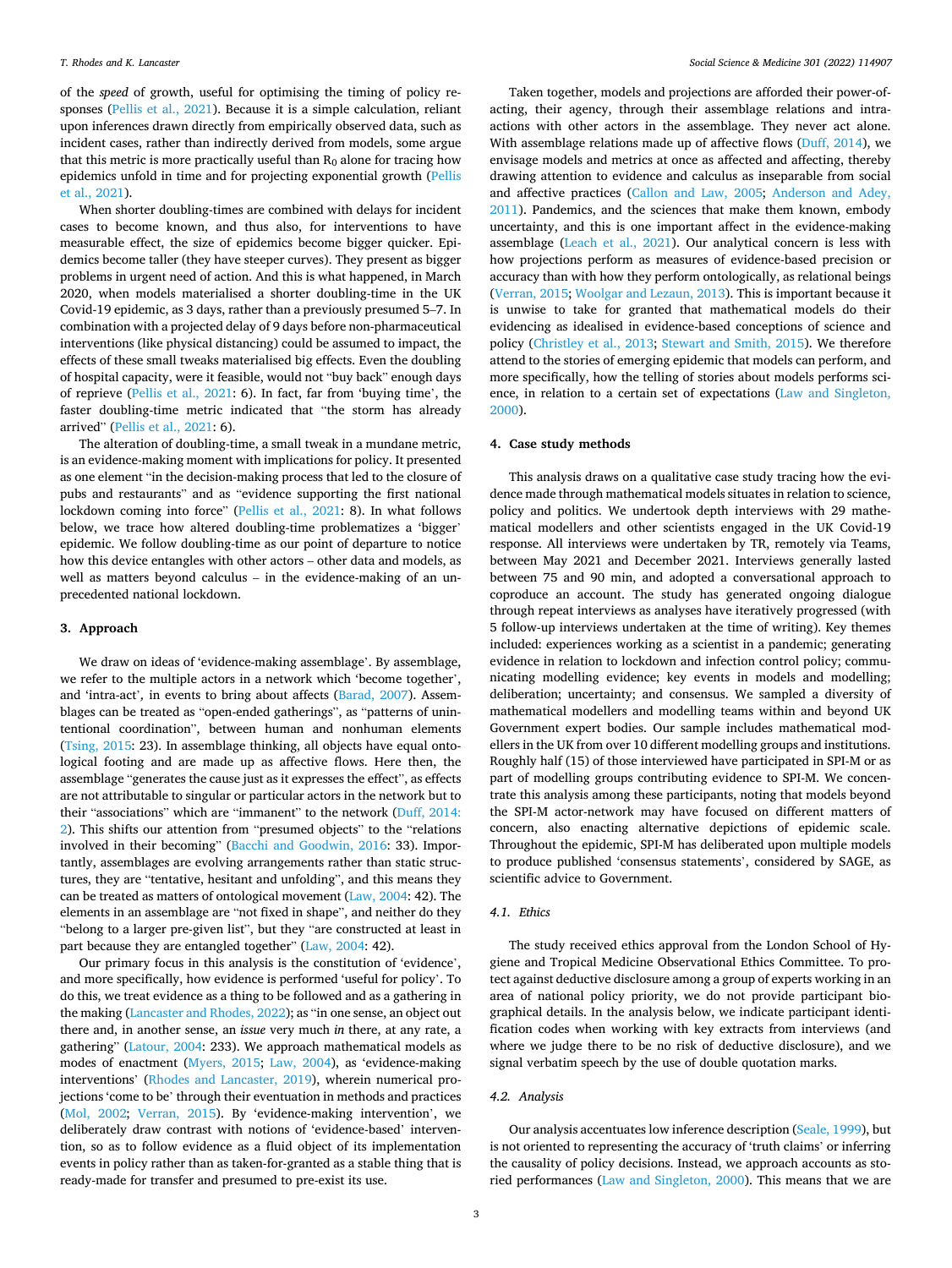of the *speed* of growth, useful for optimising the timing of policy responses (Pellis et al., 2021). Because it is a simple calculation, reliant upon inferences drawn directly from empirically observed data, such as incident cases, rather than indirectly derived from models, some argue that this metric is more practically useful than $R_0$ alone for tracing how epidemics unfold in time and for projecting exponential growth (Pellis et al., 2021).

When shorter doubling-times are combined with delays for incident cases to become known, and thus also, for interventions to have measurable effect, the size of epidemics become bigger quicker. Epidemics become taller (they have steeper curves). They present as bigger problems in urgent need of action. And this is what happened, in March 2020, when models materialised a shorter doubling-time in the UK Covid-19 epidemic, as 3 days, rather than a previously presumed 5–7. In combination with a projected delay of 9 days before non-pharmaceutical interventions (like physical distancing) could be assumed to impact, the effects of these small tweaks materialised big effects. Even the doubling of hospital capacity, were it feasible, would not "buy back" enough days of reprieve (Pellis et al., 2021: 6). In fact, far from 'buying time', the faster doubling-time metric indicated that "the storm has already arrived" (Pellis et al., 2021: 6).

The alteration of doubling-time, a small tweak in a mundane metric, is an evidence-making moment with implications for policy. It presented as one element "in the decision-making process that led to the closure of pubs and restaurants" and as "evidence supporting the first national lockdown coming into force" (Pellis et al., 2021: 8). In what follows below, we trace how altered doubling-time problematizes a 'bigger' epidemic. We follow doubling-time as our point of departure to notice how this device entangles with other actors – other data and models, as well as matters beyond calculus – in the evidence-making of an unprecedented national lockdown.

## 3. Approach

We draw on ideas of 'evidence-making assemblage'. By assemblage, we refer to the multiple actors in a network which 'become together', and 'intra-act', in events to bring about affects (Barad, 2007). Assemblages can be treated as "open-ended gatherings", as "patterns of unintentional coordination", between human and nonhuman elements (Tsing, 2015: 23). In assemblage thinking, all objects have equal ontological footing and are made up as affective flows. Here then, the assemblage "generates the cause just as it expresses the effect", as effects are not attributable to singular or particular actors in the network but to their "associations" which are "immanent" to the network (Duff, 2014: 2). This shifts our attention from "presumed objects" to the "relations involved in their becoming" (Bacchi and Goodwin, 2016: 33). Importantly, assemblages are evolving arrangements rather than static structures, they are "tentative, hesitant and unfolding", and this means they can be treated as matters of ontological movement (Law, 2004: 42). The elements in an assemblage are "not fixed in shape", and neither do they "belong to a larger pre-given list", but they "are constructed at least in part because they are entangled together" (Law, 2004: 42).

Our primary focus in this analysis is the constitution of 'evidence', and more specifically, how evidence is performed 'useful for policy'. To do this, we treat evidence as a thing to be followed and as a gathering in the making (Lancaster and Rhodes, 2022); as "in one sense, an object out there and, in another sense, an *issue* very much *in* there, at any rate, a gathering" (Latour, 2004: 233). We approach mathematical models as modes of enactment (Myers, 2015; Law, 2004), as 'evidence-making interventions' (Rhodes and Lancaster, 2019), wherein numerical projections 'come to be' through their eventuation in methods and practices (Mol, 2002; Verran, 2015). By 'evidence-making intervention', we deliberately draw contrast with notions of 'evidence-based' intervention, so as to follow evidence as a fluid object of its implementation events in policy rather than as taken-for-granted as a stable thing that is ready-made for transfer and presumed to pre-exist its use.

Taken together, models and projections are afforded their power-of-acting, their agency, through their assemblage relations and intra-actions with other actors in the assemblage. They never act alone. With assemblage relations made up of affective flows (Duff, 2014), we envisage models and metrics at once as affected and affecting, thereby drawing attention to evidence and calculus as inseparable from social and affective practices (Callon and Law, 2005; Anderson and Adey, 2011). Pandemics, and the sciences that make them known, embody uncertainty, and this is one important affect in the evidence-making assemblage (Leach et al., 2021). Our analytical concern is less with how projections perform as measures of evidence-based precision or accuracy than with how they perform ontologically, as relational beings (Verran, 2015; Woolgar and Lezaun, 2013). This is important because it is unwise to take for granted that mathematical models do their evidencing as idealised in evidence-based conceptions of science and policy (Christley et al., 2013; Stewart and Smith, 2015). We therefore attend to the stories of emerging epidemic that models can perform, and more specifically, how the telling of stories about models performs science, in relation to a certain set of expectations (Law and Singleton, 2000).

## 4. Case study methods

This analysis draws on a qualitative case study tracing how the evidence made through mathematical models situates in relation to science, policy and politics. We undertook depth interviews with 29 mathematical modellers and other scientists engaged in the UK Covid-19 response. All interviews were undertaken by TR, remotely via Teams, between May 2021 and December 2021. Interviews generally lasted between 75 and 90 min, and adopted a conversational approach to coproduce an account. The study has generated ongoing dialogue through repeat interviews as analyses have iteratively progressed (with 5 follow-up interviews undertaken at the time of writing). Key themes included: experiences working as a scientist in a pandemic; generating evidence in relation to lockdown and infection control policy; communicating modelling evidence; key events in models and modelling; deliberation; uncertainty; and consensus. We sampled a diversity of mathematical modellers and modelling teams within and beyond UK Government expert bodies. Our sample includes mathematical modellers in the UK from over 10 different modelling groups and institutions. Roughly half (15) of those interviewed have participated in SPI-M or as part of modelling groups contributing evidence to SPI-M. We concentrate this analysis among these participants, noting that models beyond the SPI-M actor-network may have focused on different matters of concern, also enacting alternative depictions of epidemic scale. Throughout the epidemic, SPI-M has deliberated upon multiple models to produce published 'consensus statements', considered by SAGE, as scientific advice to Government.

### 4.1. Ethics

The study received ethics approval from the London School of Hygiene and Tropical Medicine Observational Ethics Committee. To protect against deductive disclosure among a group of experts working in an area of national policy priority, we do not provide participant biographical details. In the analysis below, we indicate participant identification codes when working with key extracts from interviews (and where we judge there to be no risk of deductive disclosure), and we signal verbatim speech by the use of double quotation marks.

### 4.2. Analysis

Our analysis accentuates low inference description (Seale, 1999), but is not oriented to representing the accuracy of 'truth claims' or inferring the causality of policy decisions. Instead, we approach accounts as storied performances (Law and Singleton, 2000). This means that we are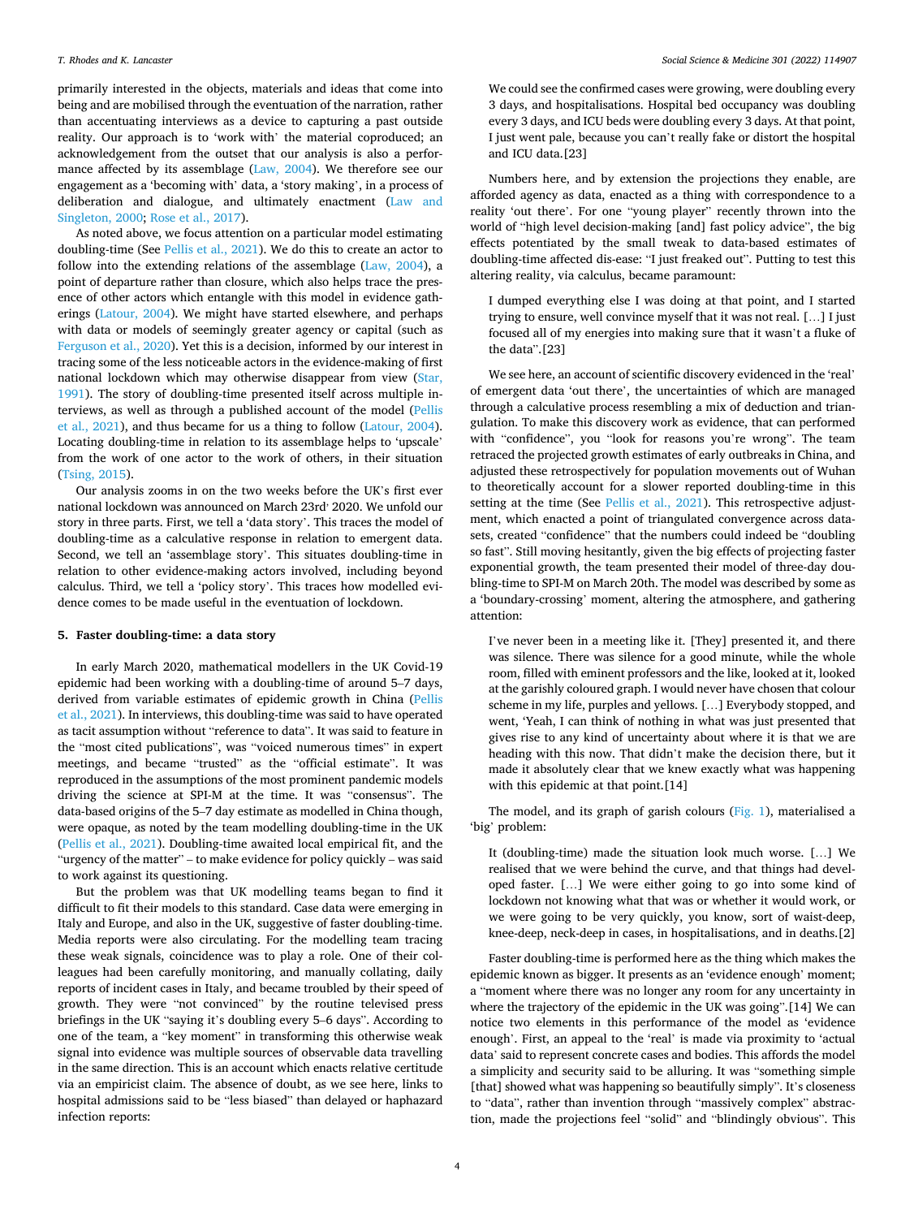primarily interested in the objects, materials and ideas that come into being and are mobilised through the eventuation of the narration, rather than accentuating interviews as a device to capturing a past outside reality. Our approach is to 'work with' the material coproduced; an acknowledgement from the outset that our analysis is also a performance affected by its assemblage (Law, 2004). We therefore see our engagement as a 'becoming with' data, a 'story making', in a process of deliberation and dialogue, and ultimately enactment (Law and Singleton, 2000; Rose et al., 2017).

As noted above, we focus attention on a particular model estimating doubling-time (See Pellis et al., 2021). We do this to create an actor to follow into the extending relations of the assemblage (Law, 2004), a point of departure rather than closure, which also helps trace the presence of other actors which entangle with this model in evidence gatherings (Latour, 2004). We might have started elsewhere, and perhaps with data or models of seemingly greater agency or capital (such as Ferguson et al., 2020). Yet this is a decision, informed by our interest in tracing some of the less noticeable actors in the evidence-making of first national lockdown which may otherwise disappear from view (Star, 1991). The story of doubling-time presented itself across multiple interviews, as well as through a published account of the model (Pellis et al., 2021), and thus became for us a thing to follow (Latour, 2004). Locating doubling-time in relation to its assemblage helps to 'upscale' from the work of one actor to the work of others, in their situation (Tsing, 2015).

Our analysis zooms in on the two weeks before the UK's first ever national lockdown was announced on March 23rd 2020. We unfold our story in three parts. First, we tell a 'data story'. This traces the model of doubling-time as a calculative response in relation to emergent data. Second, we tell an 'assemblage story'. This situates doubling-time in relation to other evidence-making actors involved, including beyond calculus. Third, we tell a 'policy story'. This traces how modelled evidence comes to be made useful in the eventuation of lockdown.

## 5. Faster doubling-time: a data story

In early March 2020, mathematical modellers in the UK Covid-19 epidemic had been working with a doubling-time of around 5–7 days, derived from variable estimates of epidemic growth in China (Pellis et al., 2021). In interviews, this doubling-time was said to have operated as tacit assumption without "reference to data". It was said to feature in the "most cited publications", was "voiced numerous times" in expert meetings, and became "trusted" as the "official estimate". It was reproduced in the assumptions of the most prominent pandemic models driving the science at SPI-M at the time. It was "consensus". The data-based origins of the 5–7 day estimate as modelled in China though, were opaque, as noted by the team modelling doubling-time in the UK (Pellis et al., 2021). Doubling-time awaited local empirical fit, and the "urgency of the matter" – to make evidence for policy quickly – was said to work against its questioning.

But the problem was that UK modelling teams began to find it difficult to fit their models to this standard. Case data were emerging in Italy and Europe, and also in the UK, suggestive of faster doubling-time. Media reports were also circulating. For the modelling team tracing these weak signals, coincidence was to play a role. One of their colleagues had been carefully monitoring, and manually collating, daily reports of incident cases in Italy, and became troubled by their speed of growth. They were "not convinced" by the routine televised press briefings in the UK "saying it's doubling every 5–6 days". According to one of the team, a "key moment" in transforming this otherwise weak signal into evidence was multiple sources of observable data travelling in the same direction. This is an account which enacts relative certitude via an empiricist claim. The absence of doubt, as we see here, links to hospital admissions said to be "less biased" than delayed or haphazard infection reports:

> We could see the confirmed cases were growing, were doubling every 3 days, and hospitalisations. Hospital bed occupancy was doubling every 3 days, and ICU beds were doubling every 3 days. At that point, I just went pale, because you can't really fake or distort the hospital and ICU data.[23]

Numbers here, and by extension the projections they enable, are afforded agency as data, enacted as a thing with correspondence to a reality 'out there'. For one "young player" recently thrown into the world of "high level decision-making [and] fast policy advice", the big effects potentiated by the small tweak to data-based estimates of doubling-time affected dis-ease: "I just freaked out". Putting to test this altering reality, via calculus, became paramount:

> I dumped everything else I was doing at that point, and I started trying to ensure, well convince myself that it was not real. […] I just focused all of my energies into making sure that it wasn't a fluke of the data".[23]

We see here, an account of scientific discovery evidenced in the 'real' of emergent data 'out there', the uncertainties of which are managed through a calculative process resembling a mix of deduction and triangulation. To make this discovery work as evidence, that can performed with "confidence", you "look for reasons you're wrong". The team retraced the projected growth estimates of early outbreaks in China, and adjusted these retrospectively for population movements out of Wuhan to theoretically account for a slower reported doubling-time in this setting at the time (See Pellis et al., 2021). This retrospective adjustment, which enacted a point of triangulated convergence across datasets, created "confidence" that the numbers could indeed be "doubling so fast". Still moving hesitantly, given the big effects of projecting faster exponential growth, the team presented their model of three-day doubling-time to SPI-M on March 20th. The model was described by some as a 'boundary-crossing' moment, altering the atmosphere, and gathering attention:

> I've never been in a meeting like it. [They] presented it, and there was silence. There was silence for a good minute, while the whole room, filled with eminent professors and the like, looked at it, looked at the garishly coloured graph. I would never have chosen that colour scheme in my life, purples and yellows. […] Everybody stopped, and went, 'Yeah, I can think of nothing in what was just presented that gives rise to any kind of uncertainty about where it is that we are heading with this now. That didn't make the decision there, but it made it absolutely clear that we knew exactly what was happening with this epidemic at that point.[14]

The model, and its graph of garish colours (Fig. 1), materialised a 'big' problem:

> It (doubling-time) made the situation look much worse. […] We realised that we were behind the curve, and that things had developed faster. […] We were either going to go into some kind of lockdown not knowing what that was or whether it would work, or we were going to be very quickly, you know, sort of waist-deep, knee-deep, neck-deep in cases, in hospitalisations, and in deaths.[2]

Faster doubling-time is performed here as the thing which makes the epidemic known as bigger. It presents as an 'evidence enough' moment; a "moment where there was no longer any room for any uncertainty in where the trajectory of the epidemic in the UK was going".[14] We can notice two elements in this performance of the model as 'evidence enough'. First, an appeal to the 'real' is made via proximity to 'actual data' said to represent concrete cases and bodies. This affords the model a simplicity and security said to be alluring. It was "something simple [that] showed what was happening so beautifully simply". It's closeness to "data", rather than invention through "massively complex" abstraction, made the projections feel "solid" and "blindingly obvious". This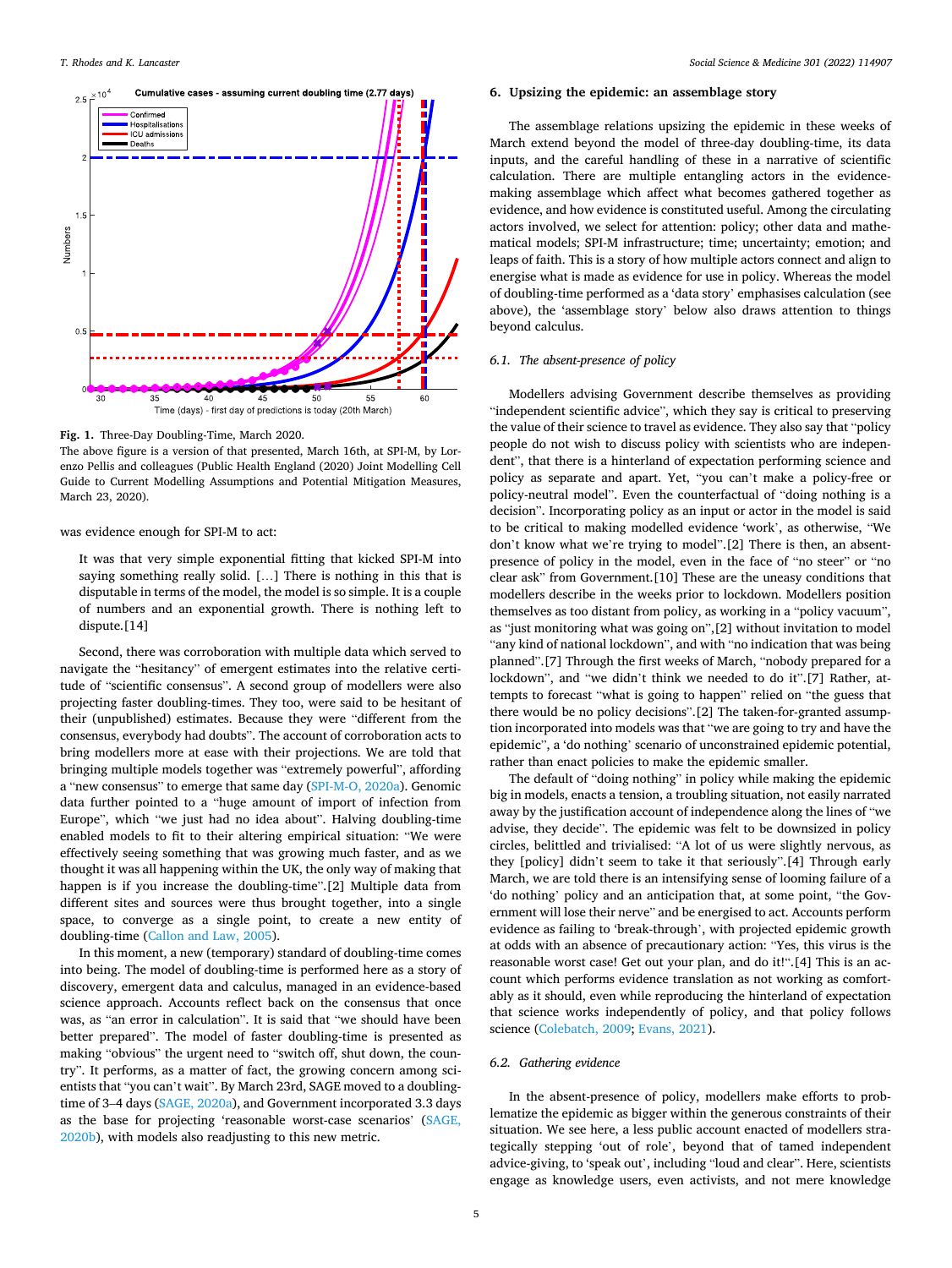**Fig. 1.** Three-Day Doubling-Time, March 2020.
The above figure is a version of that presented, March 16th, at SPI-M, by Lorenzo Pellis and colleagues (Public Health England (2020) Joint Modelling Cell Guide to Current Modelling Assumptions and Potential Mitigation Measures, March 23, 2020).

was evidence enough for SPI-M to act:

> It was that very simple exponential fitting that kicked SPI-M into saying something really solid. […] There is nothing in this that is disputable in terms of the model, the model is so simple. It is a couple of numbers and an exponential growth. There is nothing left to dispute.[14]

Second, there was corroboration with multiple data which served to navigate the "hesitancy" of emergent estimates into the relative certitude of "scientific consensus". A second group of modellers were also projecting faster doubling-times. They too, were said to be hesitant of their (unpublished) estimates. Because they were "different from the consensus, everybody had doubts". The account of corroboration acts to bring modellers more at ease with their projections. We are told that bringing multiple models together was "extremely powerful", affording a "new consensus" to emerge that same day (SPI-M-O, 2020a). Genomic data further pointed to a "huge amount of import of infection from Europe", which "we just had no idea about". Halving doubling-time enabled models to fit to their altering empirical situation: "We were effectively seeing something that was growing much faster, and as we thought it was all happening within the UK, the only way of making that happen is if you increase the doubling-time".[2] Multiple data from different sites and sources were thus brought together, into a single space, to converge as a single point, to create a new entity of doubling-time (Callon and Law, 2005).

In this moment, a new (temporary) standard of doubling-time comes into being. The model of doubling-time is performed here as a story of discovery, emergent data and calculus, managed in an evidence-based science approach. Accounts reflect back on the consensus that once was, as "an error in calculation". It is said that "we should have been better prepared". The model of faster doubling-time is presented as making "obvious" the urgent need to "switch off, shut down, the country". It performs, as a matter of fact, the growing concern among scientists that "you can't wait". By March 23rd, SAGE moved to a doubling-time of 3–4 days (SAGE, 2020a), and Government incorporated 3.3 days as the base for projecting 'reasonable worst-case scenarios' (SAGE, 2020b), with models also readjusting to this new metric.

## 6. Upsizing the epidemic: an assemblage story

The assemblage relations upsizing the epidemic in these weeks of March extend beyond the model of three-day doubling-time, its data inputs, and the careful handling of these in a narrative of scientific calculation. There are multiple entangling actors in the evidence-making assemblage which affect what becomes gathered together as evidence, and how evidence is constituted useful. Among the circulating actors involved, we select for attention: policy; other data and mathematical models; SPI-M infrastructure; time; uncertainty; emotion; and leaps of faith. This is a story of how multiple actors connect and align to energise what is made as evidence for use in policy. Whereas the model of doubling-time performed as a 'data story' emphasises calculation (see above), the 'assemblage story' below also draws attention to things beyond calculus.

### 6.1. The absent-presence of policy

Modellers advising Government describe themselves as providing "independent scientific advice", which they say is critical to preserving the value of their science to travel as evidence. They also say that "policy people do not wish to discuss policy with scientists who are independent", that there is a hinterland of expectation performing science and policy as separate and apart. Yet, "you can't make a policy-free or policy-neutral model". Even the counterfactual of "doing nothing is a decision". Incorporating policy as an input or actor in the model is said to be critical to making modelled evidence 'work', as otherwise, "We don't know what we're trying to model".[2] There is then, an absent-presence of policy in the model, even in the face of "no steer" or "no clear ask" from Government.[10] These are the uneasy conditions that modellers describe in the weeks prior to lockdown. Modellers position themselves as too distant from policy, as working in a "policy vacuum", as "just monitoring what was going on",[2] without invitation to model "any kind of national lockdown", and with "no indication that was being planned".[7] Through the first weeks of March, "nobody prepared for a lockdown", and "we didn't think we needed to do it".[7] Rather, attempts to forecast "what is going to happen" relied on "the guess that there would be no policy decisions".[2] The taken-for-granted assumption incorporated into models was that "we are going to try and have the epidemic", a 'do nothing' scenario of unconstrained epidemic potential, rather than enact policies to make the epidemic smaller.

The default of "doing nothing" in policy while making the epidemic big in models, enacts a tension, a troubling situation, not easily narrated away by the justification account of independence along the lines of "we advise, they decide". The epidemic was felt to be downsized in policy circles, belittled and trivialised: "A lot of us were slightly nervous, as they [policy] didn't seem to take it that seriously".[4] Through early March, we are told there is an intensifying sense of looming failure of a 'do nothing' policy and an anticipation that, at some point, "the Government will lose their nerve" and be energised to act. Accounts perform evidence as failing to 'break-through', with projected epidemic growth at odds with an absence of precautionary action: "Yes, this virus is the reasonable worst case! Get out your plan, and do it!".[4] This is an account which performs evidence translation as not working as comfortably as it should, even while reproducing the hinterland of expectation that science works independently of policy, and that policy follows science (Colebatch, 2009; Evans, 2021).

### 6.2. Gathering evidence

In the absent-presence of policy, modellers make efforts to problematize the epidemic as bigger within the generous constraints of their situation. We see here, a less public account enacted of modellers strategically stepping 'out of role', beyond that of tamed independent advice-giving, to 'speak out', including "loud and clear". Here, scientists engage as knowledge users, even activists, and not mere knowledge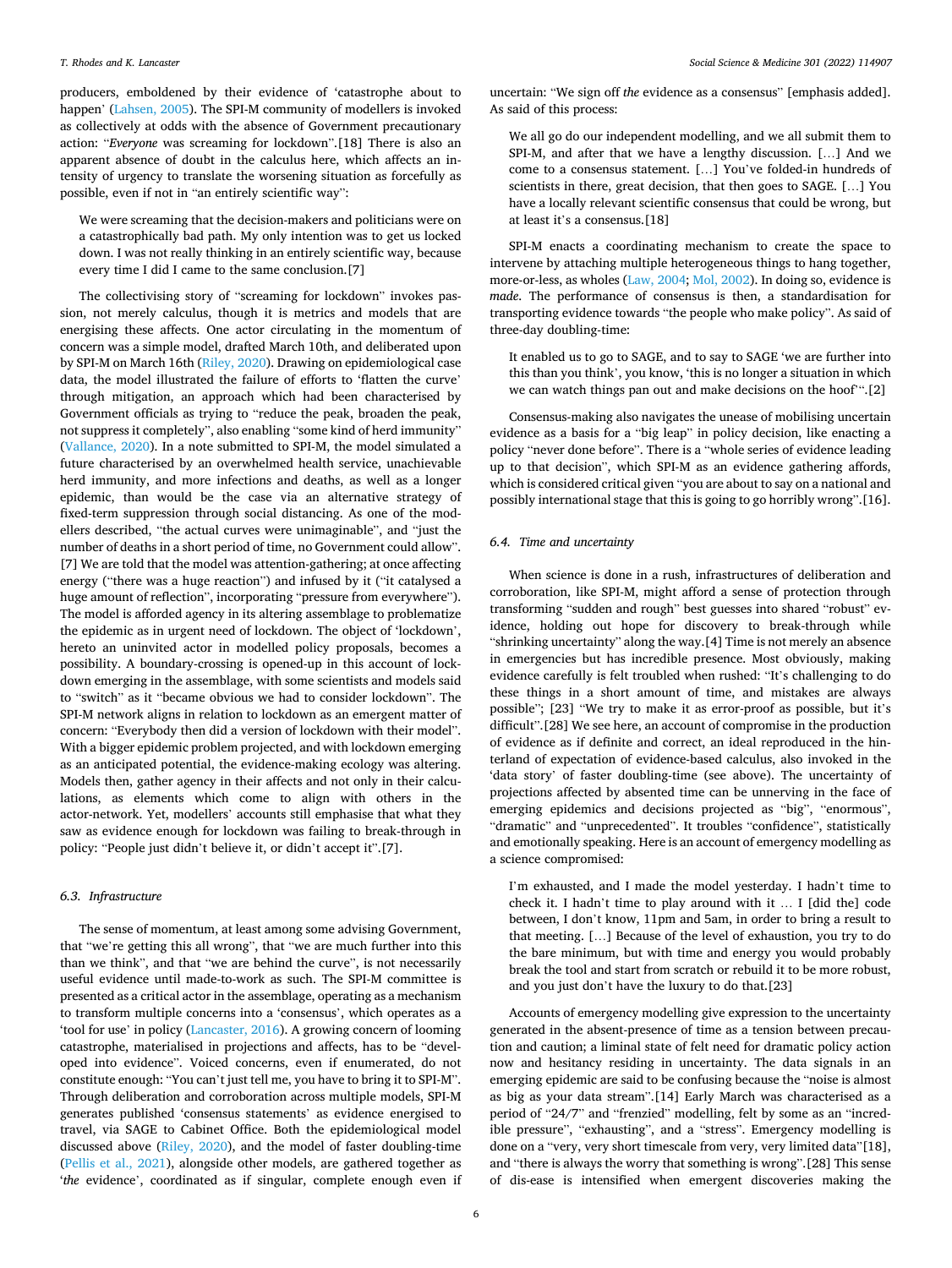producers, emboldened by their evidence of 'catastrophe about to happen' (Lahsen, 2005). The SPI-M community of modellers is invoked as collectively at odds with the absence of Government precautionary action: "*Everyone* was screaming for lockdown".[18] There is also an apparent absence of doubt in the calculus here, which affects an intensity of urgency to translate the worsening situation as forcefully as possible, even if not in "an entirely scientific way":

> We were screaming that the decision-makers and politicians were on a catastrophically bad path. My only intention was to get us locked down. I was not really thinking in an entirely scientific way, because every time I did I came to the same conclusion.[7]

The collectivising story of "screaming for lockdown" invokes passion, not merely calculus, though it is metrics and models that are energising these affects. One actor circulating in the momentum of concern was a simple model, drafted March 10th, and deliberated upon by SPI-M on March 16th (Riley, 2020). Drawing on epidemiological case data, the model illustrated the failure of efforts to 'flatten the curve' through mitigation, an approach which had been characterised by Government officials as trying to "reduce the peak, broaden the peak, not suppress it completely", also enabling "some kind of herd immunity" (Vallance, 2020). In a note submitted to SPI-M, the model simulated a future characterised by an overwhelmed health service, unachievable herd immunity, and more infections and deaths, as well as a longer epidemic, than would be the case via an alternative strategy of fixed-term suppression through social distancing. As one of the modellers described, "the actual curves were unimaginable", and "just the number of deaths in a short period of time, no Government could allow".[7] We are told that the model was attention-gathering; at once affecting energy ("there was a huge reaction") and infused by it ("it catalysed a huge amount of reflection", incorporating "pressure from everywhere"). The model is afforded agency in its altering assemblage to problematize the epidemic as in urgent need of lockdown. The object of 'lockdown', hereto an uninvited actor in modelled policy proposals, becomes a possibility. A boundary-crossing is opened-up in this account of lockdown emerging in the assemblage, with some scientists and models said to "switch" as it "became obvious we had to consider lockdown". The SPI-M network aligns in relation to lockdown as an emergent matter of concern: "Everybody then did a version of lockdown with their model". With a bigger epidemic problem projected, and with lockdown emerging as an anticipated potential, the evidence-making ecology was altering. Models then, gather agency in their affects and not only in their calculations, as elements which come to align with others in the actor-network. Yet, modellers' accounts still emphasise that what they saw as evidence enough for lockdown was failing to break-through in policy: "People just didn't believe it, or didn't accept it".[7].

### 6.3. Infrastructure

The sense of momentum, at least among some advising Government, that "we're getting this all wrong", that "we are much further into this than we think", and that "we are behind the curve", is not necessarily useful evidence until made-to-work as such. The SPI-M committee is presented as a critical actor in the assemblage, operating as a mechanism to transform multiple concerns into a 'consensus', which operates as a 'tool for use' in policy (Lancaster, 2016). A growing concern of looming catastrophe, materialised in projections and affects, has to be "developed into evidence". Voiced concerns, even if enumerated, do not constitute enough: "You can't just tell me, you have to bring it to SPI-M". Through deliberation and corroboration across multiple models, SPI-M generates published 'consensus statements' as evidence energised to travel, via SAGE to Cabinet Office. Both the epidemiological model discussed above (Riley, 2020), and the model of faster doubling-time (Pellis et al., 2021), alongside other models, are gathered together as '*the* evidence', coordinated as if singular, complete enough even if uncertain: "We sign off *the* evidence as a consensus" [emphasis added]. As said of this process:

> We all go do our independent modelling, and we all submit them to SPI-M, and after that we have a lengthy discussion. [...] And we come to a consensus statement. [...] You've folded-in hundreds of scientists in there, great decision, that then goes to SAGE. [...] You have a locally relevant scientific consensus that could be wrong, but at least it's a consensus.[18]

SPI-M enacts a coordinating mechanism to create the space to intervene by attaching multiple heterogeneous things to hang together, more-or-less, as wholes (Law, 2004; Mol, 2002). In doing so, evidence is *made*. The performance of consensus is then, a standardisation for transporting evidence towards "the people who make policy". As said of three-day doubling-time:

> It enabled us to go to SAGE, and to say to SAGE 'we are further into this than you think', you know, 'this is no longer a situation in which we can watch things pan out and make decisions on the hoof'".[2]

Consensus-making also navigates the unease of mobilising uncertain evidence as a basis for a "big leap" in policy decision, like enacting a policy "never done before". There is a "whole series of evidence leading up to that decision", which SPI-M as an evidence gathering affords, which is considered critical given "you are about to say on a national and possibly international stage that this is going to go horribly wrong".[16].

### 6.4. Time and uncertainty

When science is done in a rush, infrastructures of deliberation and corroboration, like SPI-M, might afford a sense of protection through transforming "sudden and rough" best guesses into shared "robust" evidence, holding out hope for discovery to break-through while "shrinking uncertainty" along the way.[4] Time is not merely an absence in emergencies but has incredible presence. Most obviously, making evidence carefully is felt troubled when rushed: "It's challenging to do these things in a short amount of time, and mistakes are always possible"; [23] "We try to make it as error-proof as possible, but it's difficult".[28] We see here, an account of compromise in the production of evidence as if definite and correct, an ideal reproduced in the hinterland of expectation of evidence-based calculus, also invoked in the 'data story' of faster doubling-time (see above). The uncertainty of projections affected by absented time can be unnerving in the face of emerging epidemics and decisions projected as "big", "enormous", "dramatic" and "unprecedented". It troubles "confidence", statistically and emotionally speaking. Here is an account of emergency modelling as a science compromised:

> I'm exhausted, and I made the model yesterday. I hadn't time to check it. I hadn't time to play around with it ... I [did the] code between, I don't know, 11pm and 5am, in order to bring a result to that meeting. [...] Because of the level of exhaustion, you try to do the bare minimum, but with time and energy you would probably break the tool and start from scratch or rebuild it to be more robust, and you just don't have the luxury to do that.[23]

Accounts of emergency modelling give expression to the uncertainty generated in the absent-presence of time as a tension between precaution and caution; a liminal state of felt need for dramatic policy action now and hesitancy residing in uncertainty. The data signals in an emerging epidemic are said to be confusing because the "noise is almost as big as your data stream".[14] Early March was characterised as a period of "24/7" and "frenzied" modelling, felt by some as an "incredible pressure", "exhausting", and a "stress". Emergency modelling is done on a "very, very short timescale from very, very limited data"[18], and "there is always the worry that something is wrong".[28] This sense of dis-ease is intensified when emergent discoveries making the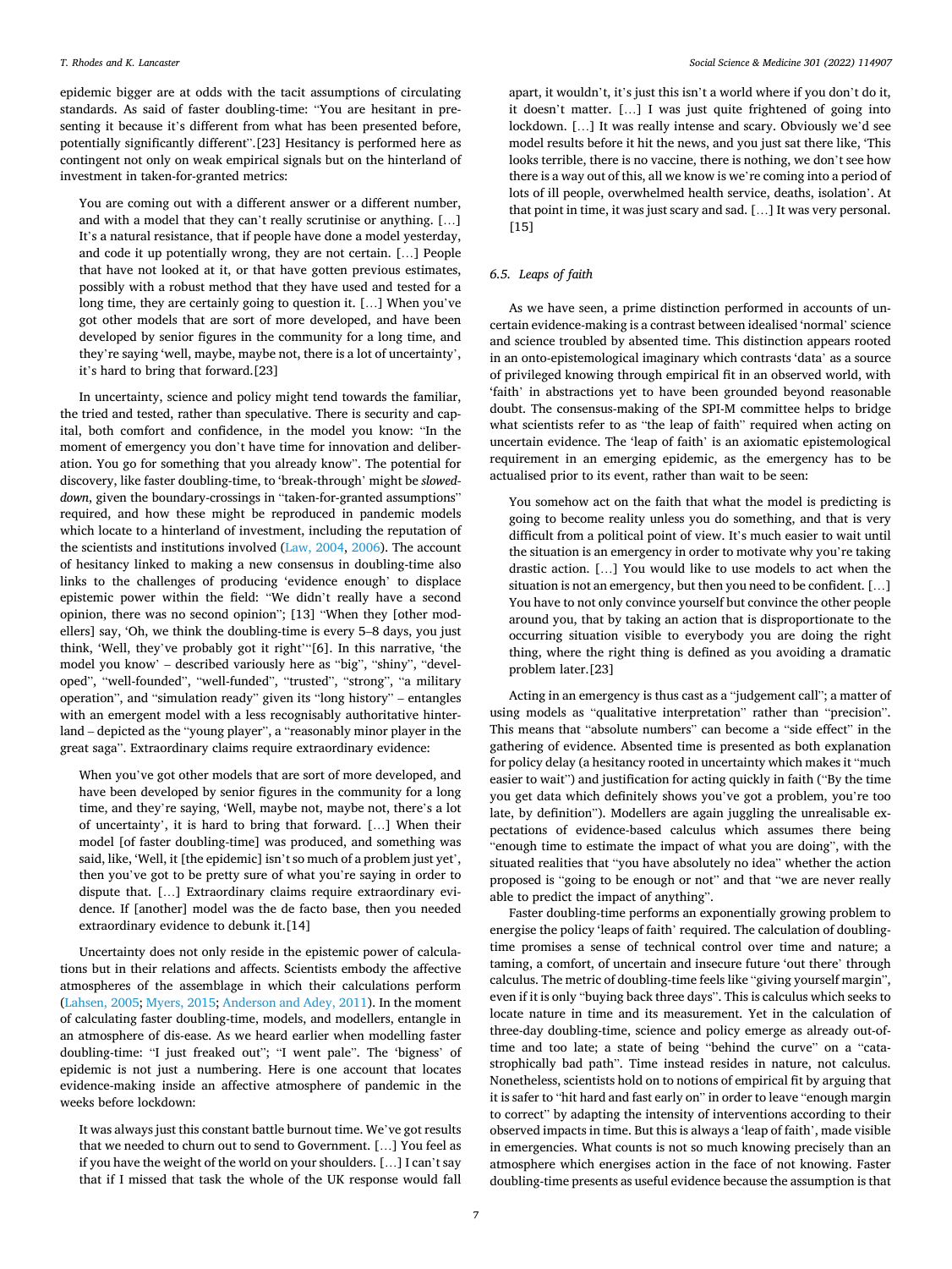epidemic bigger are at odds with the tacit assumptions of circulating standards. As said of faster doubling-time: "You are hesitant in presenting it because it's different from what has been presented before, potentially significantly different".[23] Hesitancy is performed here as contingent not only on weak empirical signals but on the hinterland of investment in taken-for-granted metrics:

> You are coming out with a different answer or a different number, and with a model that they can't really scrutinise or anything. […] It's a natural resistance, that if people have done a model yesterday, and code it up potentially wrong, they are not certain. […] People that have not looked at it, or that have gotten previous estimates, possibly with a robust method that they have used and tested for a long time, they are certainly going to question it. […] When you've got other models that are sort of more developed, and have been developed by senior figures in the community for a long time, and they're saying 'well, maybe, maybe not, there is a lot of uncertainty', it's hard to bring that forward.[23]

In uncertainty, science and policy might tend towards the familiar, the tried and tested, rather than speculative. There is security and capital, both comfort and confidence, in the model you know: "In the moment of emergency you don't have time for innovation and deliberation. You go for something that you already know". The potential for discovery, like faster doubling-time, to 'break-through' might be *slowed-down*, given the boundary-crossings in "taken-for-granted assumptions" required, and how these might be reproduced in pandemic models which locate to a hinterland of investment, including the reputation of the scientists and institutions involved (Law, 2004, 2006). The account of hesitancy linked to making a new consensus in doubling-time also links to the challenges of producing 'evidence enough' to displace epistemic power within the field: "We didn't really have a second opinion, there was no second opinion"; [13] "When they [other modellers] say, 'Oh, we think the doubling-time is every 5–8 days, you just think, 'Well, they've probably got it right'"[6]. In this narrative, 'the model you know' – described variously here as "big", "shiny", "developed", "well-founded", "well-funded", "trusted", "strong", "a military operation", and "simulation ready" given its "long history" – entangles with an emergent model with a less recognisably authoritative hinterland – depicted as the "young player", a "reasonably minor player in the great saga". Extraordinary claims require extraordinary evidence:

> When you've got other models that are sort of more developed, and have been developed by senior figures in the community for a long time, and they're saying, 'Well, maybe not, maybe not, there's a lot of uncertainty', it is hard to bring that forward. […] When their model [of faster doubling-time] was produced, and something was said, like, 'Well, it [the epidemic] isn't so much of a problem just yet', then you've got to be pretty sure of what you're saying in order to dispute that. […] Extraordinary claims require extraordinary evidence. If [another] model was the de facto base, then you needed extraordinary evidence to debunk it.[14]

Uncertainty does not only reside in the epistemic power of calculations but in their relations and affects. Scientists embody the affective atmospheres of the assemblage in which their calculations perform (Lahsen, 2005; Myers, 2015; Anderson and Adey, 2011). In the moment of calculating faster doubling-time, models, and modellers, entangle in an atmosphere of dis-ease. As we heard earlier when modelling faster doubling-time: "I just freaked out"; "I went pale". The 'bigness' of epidemic is not just a numbering. Here is one account that locates evidence-making inside an affective atmosphere of pandemic in the weeks before lockdown:

> It was always just this constant battle burnout time. We've got results that we needed to churn out to send to Government. […] You feel as if you have the weight of the world on your shoulders. […] I can't say that if I missed that task the whole of the UK response would fall apart, it wouldn't, it's just this isn't a world where if you don't do it, it doesn't matter. […] I was just quite frightened of going into lockdown. […] It was really intense and scary. Obviously we'd see model results before it hit the news, and you just sat there like, 'This looks terrible, there is no vaccine, there is nothing, we don't see how there is a way out of this, all we know is we're coming into a period of lots of ill people, overwhelmed health service, deaths, isolation'. At that point in time, it was just scary and sad. […] It was very personal.[15]

### 6.5. Leaps of faith

As we have seen, a prime distinction performed in accounts of uncertain evidence-making is a contrast between idealised 'normal' science and science troubled by absented time. This distinction appears rooted in an onto-epistemological imaginary which contrasts 'data' as a source of privileged knowing through empirical fit in an observed world, with 'faith' in abstractions yet to have been grounded beyond reasonable doubt. The consensus-making of the SPI-M committee helps to bridge what scientists refer to as "the leap of faith" required when acting on uncertain evidence. The 'leap of faith' is an axiomatic epistemological requirement in an emerging epidemic, as the emergency has to be actualised prior to its event, rather than wait to be seen:

> You somehow act on the faith that what the model is predicting is going to become reality unless you do something, and that is very difficult from a political point of view. It's much easier to wait until the situation is an emergency in order to motivate why you're taking drastic action. […] You would like to use models to act when the situation is not an emergency, but then you need to be confident. […] You have to not only convince yourself but convince the other people around you, that by taking an action that is disproportionate to the occurring situation visible to everybody you are doing the right thing, where the right thing is defined as you avoiding a dramatic problem later.[23]

Acting in an emergency is thus cast as a "judgement call"; a matter of using models as "qualitative interpretation" rather than "precision". This means that "absolute numbers" can become a "side effect" in the gathering of evidence. Absented time is presented as both explanation for policy delay (a hesitancy rooted in uncertainty which makes it "much easier to wait") and justification for acting quickly in faith ("By the time you get data which definitely shows you've got a problem, you're too late, by definition"). Modellers are again juggling the unrealisable expectations of evidence-based calculus which assumes there being "enough time to estimate the impact of what you are doing", with the situated realities that "you have absolutely no idea" whether the action proposed is "going to be enough or not" and that "we are never really able to predict the impact of anything".

Faster doubling-time performs an exponentially growing problem to energise the policy 'leaps of faith' required. The calculation of doubling-time promises a sense of technical control over time and nature; a taming, a comfort, of uncertain and insecure future 'out there' through calculus. The metric of doubling-time feels like "giving yourself margin", even if it is only "buying back three days". This is calculus which seeks to locate nature in time and its measurement. Yet in the calculation of three-day doubling-time, science and policy emerge as already out-of-time and too late; a state of being "behind the curve" on a "catastrophically bad path". Time instead resides in nature, not calculus. Nonetheless, scientists hold on to notions of empirical fit by arguing that it is safer to "hit hard and fast early on" in order to leave "enough margin to correct" by adapting the intensity of interventions according to their observed impacts in time. But this is always a 'leap of faith', made visible in emergencies. What counts is not so much knowing precisely than an atmosphere which energises action in the face of not knowing. Faster doubling-time presents as useful evidence because the assumption is that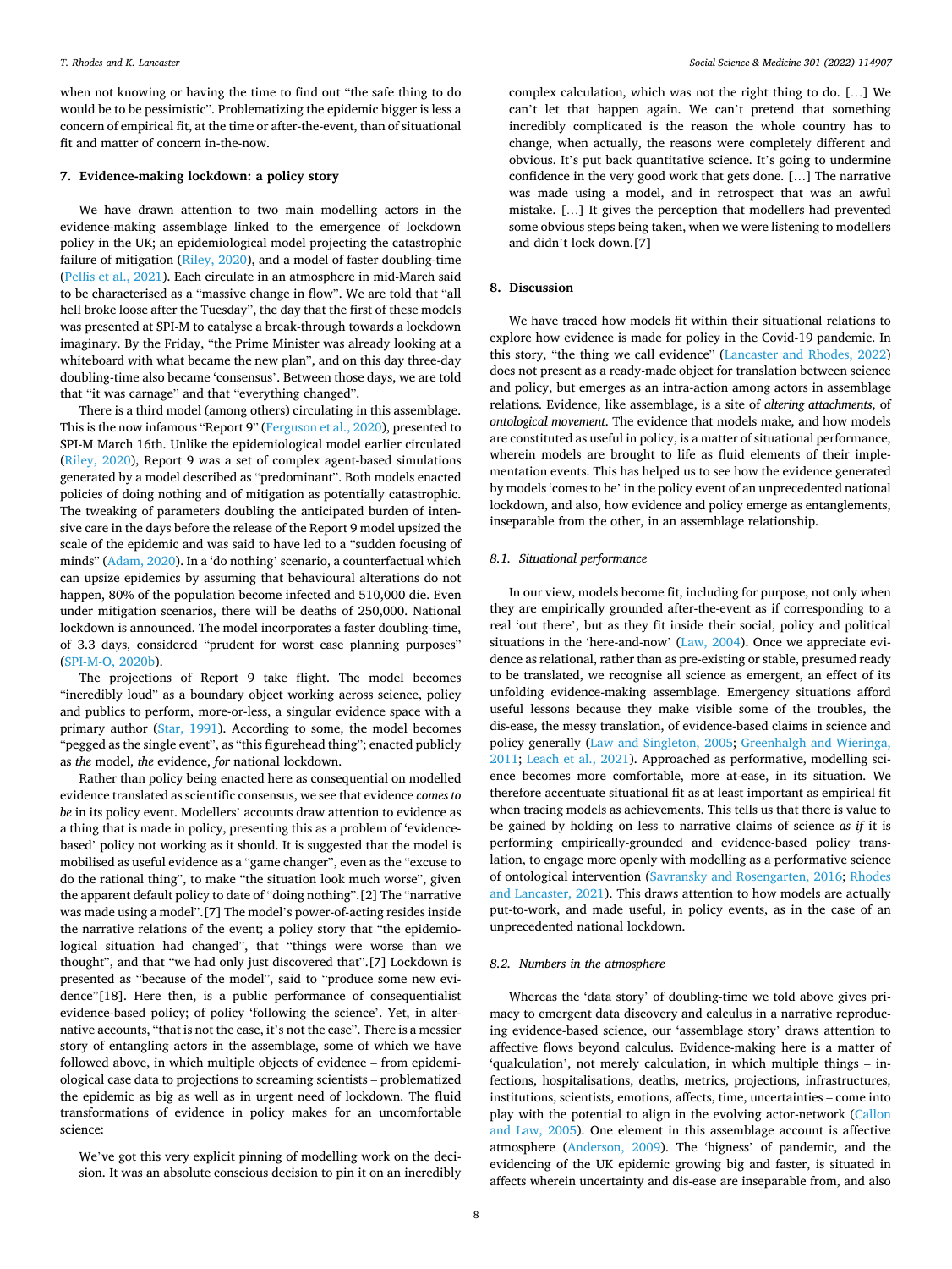when not knowing or having the time to find out "the safe thing to do would be to be pessimistic". Problematizing the epidemic bigger is less a concern of empirical fit, at the time or after-the-event, than of situational fit and matter of concern in-the-now.

## 7. Evidence-making lockdown: a policy story

We have drawn attention to two main modelling actors in the evidence-making assemblage linked to the emergence of lockdown policy in the UK; an epidemiological model projecting the catastrophic failure of mitigation (Riley, 2020), and a model of faster doubling-time (Pellis et al., 2021). Each circulate in an atmosphere in mid-March said to be characterised as a "massive change in flow". We are told that "all hell broke loose after the Tuesday", the day that the first of these models was presented at SPI-M to catalyse a break-through towards a lockdown imaginary. By the Friday, "the Prime Minister was already looking at a whiteboard with what became the new plan", and on this day three-day doubling-time also became 'consensus'. Between those days, we are told that "it was carnage" and that "everything changed".

There is a third model (among others) circulating in this assemblage. This is the now infamous "Report 9" (Ferguson et al., 2020), presented to SPI-M March 16th. Unlike the epidemiological model earlier circulated (Riley, 2020), Report 9 was a set of complex agent-based simulations generated by a model described as "predominant". Both models enacted policies of doing nothing and of mitigation as potentially catastrophic. The tweaking of parameters doubling the anticipated burden of intensive care in the days before the release of the Report 9 model upsized the scale of the epidemic and was said to have led to a "sudden focusing of minds" (Adam, 2020). In a 'do nothing' scenario, a counterfactual which can upsize epidemics by assuming that behavioural alterations do not happen, 80% of the population become infected and 510,000 die. Even under mitigation scenarios, there will be deaths of 250,000. National lockdown is announced. The model incorporates a faster doubling-time, of 3.3 days, considered "prudent for worst case planning purposes" (SPI-M-O, 2020b).

The projections of Report 9 take flight. The model becomes "incredibly loud" as a boundary object working across science, policy and publics to perform, more-or-less, a singular evidence space with a primary author (Star, 1991). According to some, the model becomes "pegged as the single event", as "this figurehead thing"; enacted publicly as *the* model, *the* evidence, *for* national lockdown.

Rather than policy being enacted here as consequential on modelled evidence translated as scientific consensus, we see that evidence *comes to be* in its policy event. Modellers' accounts draw attention to evidence as a thing that is made in policy, presenting this as a problem of 'evidence-based' policy not working as it should. It is suggested that the model is mobilised as useful evidence as a "game changer", even as the "excuse to do the rational thing", to make "the situation look much worse", given the apparent default policy to date of "doing nothing".[2] The "narrative was made using a model".[7] The model's power-of-acting resides inside the narrative relations of the event; a policy story that "the epidemiological situation had changed", that "things were worse than we thought", and that "we had only just discovered that".[7] Lockdown is presented as "because of the model", said to "produce some new evidence"[18]. Here then, is a public performance of consequentialist evidence-based policy; of policy 'following the science'. Yet, in alternative accounts, "that is not the case, it's not the case". There is a messier story of entangling actors in the assemblage, some of which we have followed above, in which multiple objects of evidence – from epidemiological case data to projections to screaming scientists – problematized the epidemic as big as well as in urgent need of lockdown. The fluid transformations of evidence in policy makes for an uncomfortable science:

> We've got this very explicit pinning of modelling work on the decision. It was an absolute conscious decision to pin it on an incredibly complex calculation, which was not the right thing to do. […] We can't let that happen again. We can't pretend that something incredibly complicated is the reason the whole country has to change, when actually, the reasons were completely different and obvious. It's put back quantitative science. It's going to undermine confidence in the very good work that gets done. […] The narrative was made using a model, and in retrospect that was an awful mistake. […] It gives the perception that modellers had prevented some obvious steps being taken, when we were listening to modellers and didn't lock down.[7]

## 8. Discussion

We have traced how models fit within their situational relations to explore how evidence is made for policy in the Covid-19 pandemic. In this story, "the thing we call evidence" (Lancaster and Rhodes, 2022) does not present as a ready-made object for translation between science and policy, but emerges as an intra-action among actors in assemblage relations. Evidence, like assemblage, is a site of *altering attachments*, of *ontological movement*. The evidence that models make, and how models are constituted as useful in policy, is a matter of situational performance, wherein models are brought to life as fluid elements of their implementation events. This has helped us to see how the evidence generated by models 'comes to be' in the policy event of an unprecedented national lockdown, and also, how evidence and policy emerge as entanglements, inseparable from the other, in an assemblage relationship.

### 8.1. Situational performance

In our view, models become fit, including for purpose, not only when they are empirically grounded after-the-event as if corresponding to a real 'out there', but as they fit inside their social, policy and political situations in the 'here-and-now' (Law, 2004). Once we appreciate evidence as relational, rather than as pre-existing or stable, presumed ready to be translated, we recognise all science as emergent, an effect of its unfolding evidence-making assemblage. Emergency situations afford useful lessons because they make visible some of the troubles, the dis-ease, the messy translation, of evidence-based claims in science and policy generally (Law and Singleton, 2005; Greenhalgh and Wieringa, 2011; Leach et al., 2021). Approached as performative, modelling science becomes more comfortable, more at-ease, in its situation. We therefore accentuate situational fit as at least important as empirical fit when tracing models as achievements. This tells us that there is value to be gained by holding on less to narrative claims of science *as if* it is performing empirically-grounded and evidence-based policy translation, to engage more openly with modelling as a performative science of ontological intervention (Savransky and Rosengarten, 2016; Rhodes and Lancaster, 2021). This draws attention to how models are actually put-to-work, and made useful, in policy events, as in the case of an unprecedented national lockdown.

### 8.2. Numbers in the atmosphere

Whereas the 'data story' of doubling-time we told above gives primacy to emergent data discovery and calculus in a narrative reproducing evidence-based science, our 'assemblage story' draws attention to affective flows beyond calculus. Evidence-making here is a matter of 'qualculation', not merely calculation, in which multiple things – infections, hospitalisations, deaths, metrics, projections, infrastructures, institutions, scientists, emotions, affects, time, uncertainties – come into play with the potential to align in the evolving actor-network (Callon and Law, 2005). One element in this assemblage account is affective atmosphere (Anderson, 2009). The 'bigness' of pandemic, and the evidencing of the UK epidemic growing big and faster, is situated in affects wherein uncertainty and dis-ease are inseparable from, and also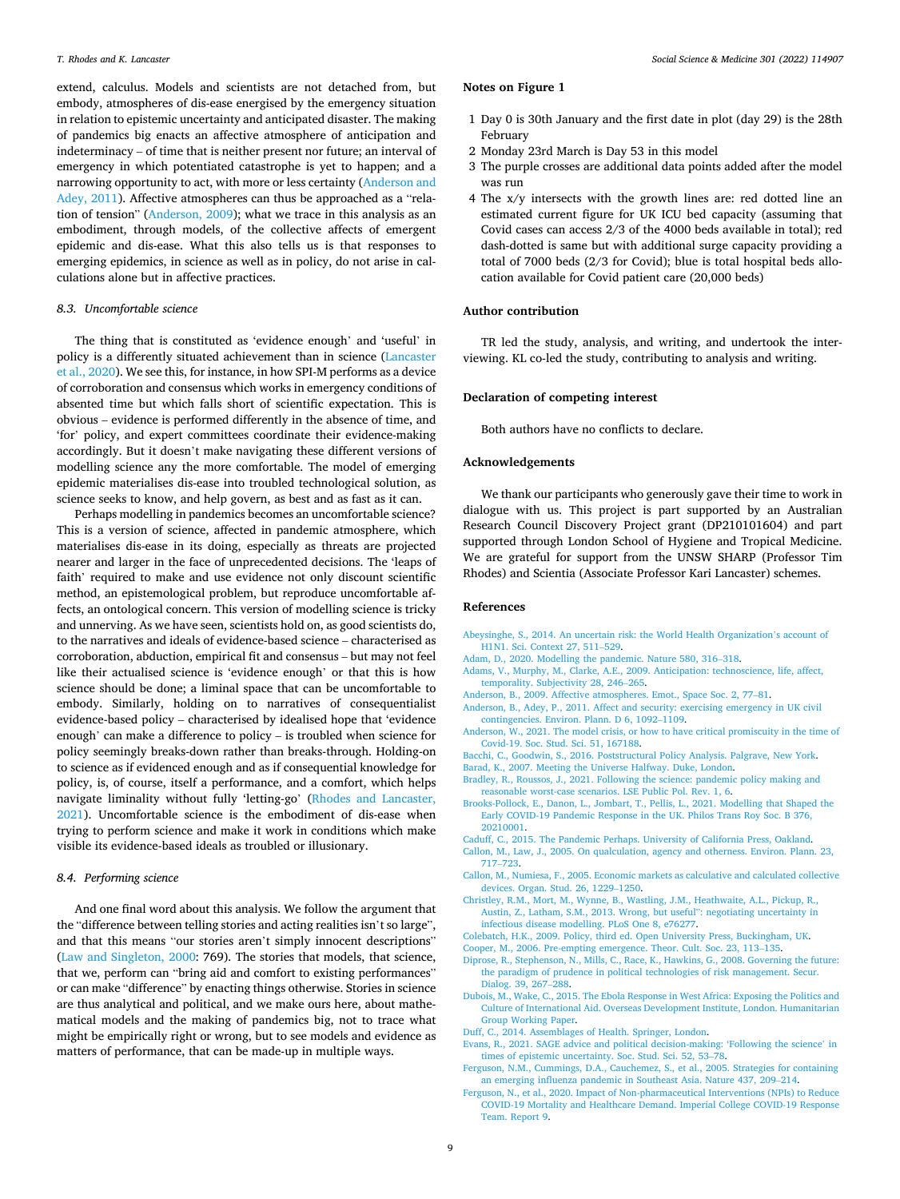extend, calculus. Models and scientists are not detached from, but embody, atmospheres of dis-ease energised by the emergency situation in relation to epistemic uncertainty and anticipated disaster. The making of pandemics big enacts an affective atmosphere of anticipation and indeterminacy – of time that is neither present nor future; an interval of emergency in which potentiated catastrophe is yet to happen; and a narrowing opportunity to act, with more or less certainty (Anderson and Adey, 2011). Affective atmospheres can thus be approached as a "relation of tension" (Anderson, 2009); what we trace in this analysis as an embodiment, through models, of the collective affects of emergent epidemic and dis-ease. What this also tells us is that responses to emerging epidemics, in science as well as in policy, do not arise in calculations alone but in affective practices.

### 8.3. Uncomfortable science

The thing that is constituted as 'evidence enough' and 'useful' in policy is a differently situated achievement than in science (Lancaster et al., 2020). We see this, for instance, in how SPI-M performs as a device of corroboration and consensus which works in emergency conditions of absented time but which falls short of scientific expectation. This is obvious – evidence is performed differently in the absence of time, and 'for' policy, and expert committees coordinate their evidence-making accordingly. But it doesn't make navigating these different versions of modelling science any the more comfortable. The model of emerging epidemic materialises dis-ease into troubled technological solution, as science seeks to know, and help govern, as best and as fast as it can.

Perhaps modelling in pandemics becomes an uncomfortable science? This is a version of science, affected in pandemic atmosphere, which materialises dis-ease in its doing, especially as threats are projected nearer and larger in the face of unprecedented decisions. The 'leaps of faith' required to make and use evidence not only discount scientific method, an epistemological problem, but reproduce uncomfortable affects, an ontological concern. This version of modelling science is tricky and unnerving. As we have seen, scientists hold on, as good scientists do, to the narratives and ideals of evidence-based science – characterised as corroboration, abduction, empirical fit and consensus – but may not feel like their actualised science is 'evidence enough' or that this is how science should be done; a liminal space that can be uncomfortable to embody. Similarly, holding on to narratives of consequentialist evidence-based policy – characterised by idealised hope that 'evidence enough' can make a difference to policy – is troubled when science for policy seemingly breaks-down rather than breaks-through. Holding-on to science as if evidenced enough and as if consequential knowledge for policy, is, of course, itself a performance, and a comfort, which helps navigate liminality without fully 'letting-go' (Rhodes and Lancaster, 2021). Uncomfortable science is the embodiment of dis-ease when trying to perform science and make it work in conditions which make visible its evidence-based ideals as troubled or illusionary.

### 8.4. Performing science

And one final word about this analysis. We follow the argument that the "difference between telling stories and acting realities isn't so large", and that this means "our stories aren't simply innocent descriptions" (Law and Singleton, 2000: 769). The stories that models, that science, that we, perform can "bring aid and comfort to existing performances" or can make "difference" by enacting things otherwise. Stories in science are thus analytical and political, and we make ours here, about mathematical models and the making of pandemics big, not to trace what might be empirically right or wrong, but to see models and evidence as matters of performance, that can be made-up in multiple ways.

## Notes on Figure 1

1. Day 0 is 30th January and the first date in plot (day 29) is the 28th February
2. Monday 23rd March is Day 53 in this model
3. The purple crosses are additional data points added after the model was run
4. The x/y intersects with the growth lines are: red dotted line an estimated current figure for UK ICU bed capacity (assuming that Covid cases can access 2/3 of the 4000 beds available in total); red dash-dotted is same but with additional surge capacity providing a total of 7000 beds (2/3 for Covid); blue is total hospital beds allocation available for Covid patient care (20,000 beds)

## Author contribution

TR led the study, analysis, and writing, and undertook the interviewing. KL co-led the study, contributing to analysis and writing.

## Declaration of competing interest

Both authors have no conflicts to declare.

## Acknowledgements

We thank our participants who generously gave their time to work in dialogue with us. This project is part supported by an Australian Research Council Discovery Project grant (DP210101604) and part supported through London School of Hygiene and Tropical Medicine. We are grateful for support from the UNSW SHARP (Professor Tim Rhodes) and Scientia (Associate Professor Kari Lancaster) schemes.

## References

Abeysinghe, S., 2014. An uncertain risk: the World Health Organization's account of H1N1. Sci. Context 27, 511–529.

Adam, D., 2020. Modelling the pandemic. Nature 580, 316–318.

Adams, V., Murphy, M., Clarke, A.E., 2009. Anticipation: technoscience, life, affect, temporality. Subjectivity 28, 246–265.

Anderson, B., 2009. Affective atmospheres. Emot., Space Soc. 2, 77–81.

Anderson, B., Adey, P., 2011. Affect and security: exercising emergency in UK civil contingencies. Environ. Plann. D 6, 1092–1109.

Anderson, W., 2021. The model crisis, or how to have critical promiscuity in the time of Covid-19. Soc. Stud. Sci. 51, 167188.

Bacchi, C., Goodwin, S., 2016. Poststructural Policy Analysis. Palgrave, New York.

Barad, K., 2007. Meeting the Universe Halfway. Duke, London.

Bradley, R., Roussos, J., 2021. Following the science: pandemic policy making and reasonable worst-case scenarios. LSE Public Pol. Rev. 1, 6.

Brooks-Pollock, E., Danon, L., Jombart, T., Pellis, L., 2021. Modelling that Shaped the Early COVID-19 Pandemic Response in the UK. Philos Trans Roy Soc. B 376, 20210001.

Caduff, C., 2015. The Pandemic Perhaps. University of California Press, Oakland.

Callon, M., Law, J., 2005. On qualculation, agency and otherness. Environ. Plann. 23, 717–723.

Callon, M., Numiesa, F., 2005. Economic markets as calculative and calculated collective devices. Organ. Stud. 26, 1229–1250.

Christley, R.M., Mort, M., Wynne, B., Wastling, J.M., Heathwaite, A.L., Pickup, R., Austin, Z., Latham, S.M., 2013. Wrong, but useful": negotiating uncertainty in infectious disease modelling. PLoS One 8, e76277.

Colebatch, H.K., 2009. Policy, third ed. Open University Press, Buckingham, UK.

Cooper, M., 2006. Pre-empting emergence. Theor. Cult. Soc. 23, 113–135.

Diprose, R., Stephenson, N., Mills, C., Race, K., Hawkins, G., 2008. Governing the future: the paradigm of prudence in political technologies of risk management. Secur. Dialog. 39, 267–288.

Dubois, M., Wake, C., 2015. The Ebola Response in West Africa: Exposing the Politics and Culture of International Aid. Overseas Development Institute, London. Humanitarian Group Working Paper.

Duff, C., 2014. Assemblages of Health. Springer, London.

Evans, R., 2021. SAGE advice and political decision-making: 'Following the science' in times of epistemic uncertainty. Soc. Stud. Sci. 52, 53–78.

Ferguson, N.M., Cummings, D.A., Cauchemez, S., et al., 2005. Strategies for containing an emerging influenza pandemic in Southeast Asia. Nature 437, 209–214.

Ferguson, N., et al., 2020. Impact of Non-pharmaceutical Interventions (NPIs) to Reduce COVID-19 Mortality and Healthcare Demand. Imperial College COVID-19 Response Team. Report 9.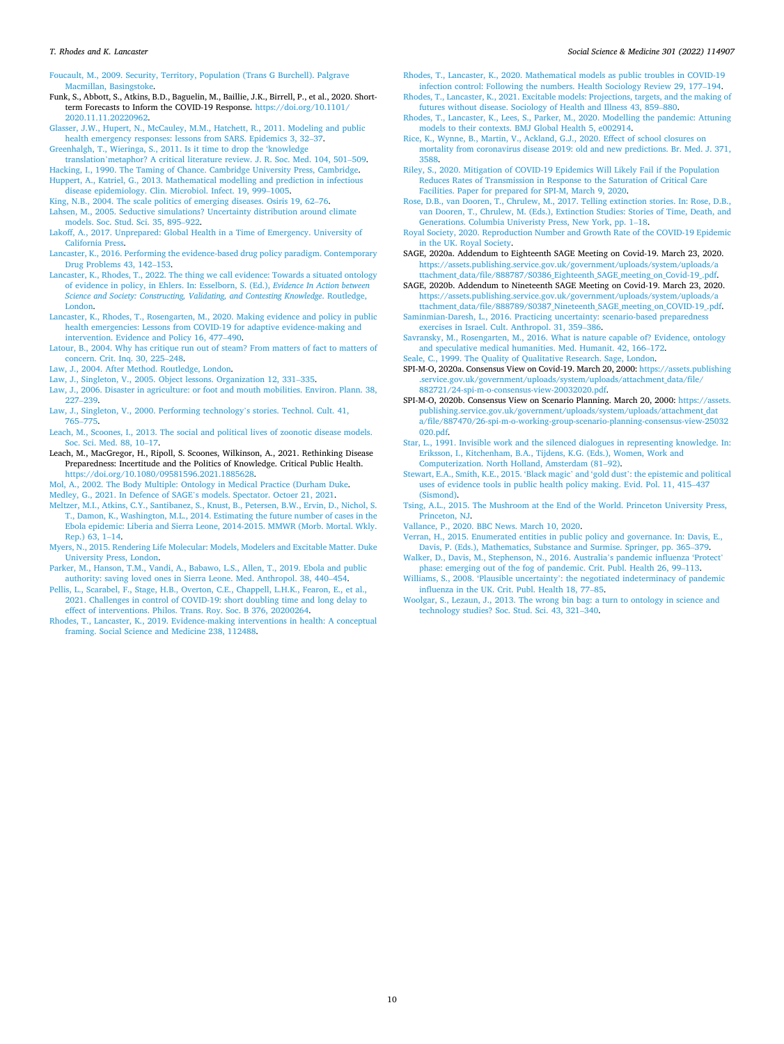Foucault, M., 2009. Security, Territory, Population (Trans G Burchell). Palgrave Macmillan, Basingstoke.

Funk, S., Abbott, S., Atkins, B.D., Baguelin, M., Baillie, J.K., Birrell, P., et al., 2020. Short-term Forecasts to Inform the COVID-19 Response. https://doi.org/10.1101/2020.11.11.20220962.

Glasser, J.W., Hupert, N., McCauley, M.M., Hatchett, R., 2011. Modeling and public health emergency responses: lessons from SARS. Epidemics 3, 32–37.

Greenhalgh, T., Wieringa, S., 2011. Is it time to drop the 'knowledge translation'metaphor? A critical literature review. J. R. Soc. Med. 104, 501–509.

Hacking, I., 1990. The Taming of Chance. Cambridge University Press, Cambridge.

Huppert, A., Katriel, G., 2013. Mathematical modelling and prediction in infectious disease epidemiology. Clin. Microbiol. Infect. 19, 999–1005.

King, N.B., 2004. The scale politics of emerging diseases. Osiris 19, 62–76.

Lahsen, M., 2005. Seductive simulations? Uncertainty distribution around climate models. Soc. Stud. Sci. 35, 895–922.

Lakoff, A., 2017. Unprepared: Global Health in a Time of Emergency. University of California Press.

Lancaster, K., 2016. Performing the evidence-based drug policy paradigm. Contemporary Drug Problems 43, 142–153.

Lancaster, K., Rhodes, T., 2022. The thing we call evidence: Towards a situated ontology of evidence in policy, in Ehlers. In: Esselborn, S. (Ed.), *Evidence In Action between Science and Society: Constructing, Validating, and Contesting Knowledge*. Routledge, London.

Lancaster, K., Rhodes, T., Rosengarten, M., 2020. Making evidence and policy in public health emergencies: Lessons from COVID-19 for adaptive evidence-making and intervention. Evidence and Policy 16, 477–490.

Latour, B., 2004. Why has critique run out of steam? From matters of fact to matters of concern. Crit. Inq. 30, 225–248.

Law, J., 2004. After Method. Routledge, London.

Law, J., Singleton, V., 2005. Object lessons. Organization 12, 331–335.

Law, J., 2006. Disaster in agriculture: or foot and mouth mobilities. Environ. Plann. 38, 227–239.

Law, J., Singleton, V., 2000. Performing technology's stories. Technol. Cult. 41, 765–775.

Leach, M., Scoones, I., 2013. The social and political lives of zoonotic disease models. Soc. Sci. Med. 88, 10–17.

Leach, M., MacGregor, H., Ripoll, S. Scoones, Wilkinson, A., 2021. Rethinking Disease Preparedness: Incertitude and the Politics of Knowledge. Critical Public Health. https://doi.org/10.1080/09581596.2021.1885628.

Mol, A., 2002. The Body Multiple: Ontology in Medical Practice (Durham Duke.

Medley, G., 2021. In Defence of SAGE's models. Spectator. Octoer 21, 2021.

Meltzer, M.I., Atkins, C.Y., Santibanez, S., Knust, B., Petersen, B.W., Ervin, D., Nichol, S. T., Damon, K., Washington, M.L., 2014. Estimating the future number of cases in the Ebola epidemic: Liberia and Sierra Leone, 2014-2015. MMWR (Morb. Mortal. Wkly. Rep.) 63, 1–14.

Myers, N., 2015. Rendering Life Molecular: Models, Modelers and Excitable Matter. Duke University Press, London.

Parker, M., Hanson, T.M., Vandi, A., Babawo, L.S., Allen, T., 2019. Ebola and public authority: saving loved ones in Sierra Leone. Med. Anthropol. 38, 440–454.

Pellis, L., Scarabel, F., Stage, H.B., Overton, C.E., Chappell, L.H.K., Fearon, E., et al., 2021. Challenges in control of COVID-19: short doubling time and long delay to effect of interventions. Philos. Trans. Roy. Soc. B 376, 20200264.

Rhodes, T., Lancaster, K., 2019. Evidence-making interventions in health: A conceptual framing. Social Science and Medicine 238, 112488.

Rhodes, T., Lancaster, K., 2020. Mathematical models as public troubles in COVID-19 infection control: Following the numbers. Health Sociology Review 29, 177–194.

Rhodes, T., Lancaster, K., 2021. Excitable models: Projections, targets, and the making of futures without disease. Sociology of Health and Illness 43, 859–880.

Rhodes, T., Lancaster, K., Lees, S., Parker, M., 2020. Modelling the pandemic: Attuning models to their contexts. BMJ Global Health 5, e002914.

Rice, K., Wynne, B., Martin, V., Ackland, G.J., 2020. Effect of school closures on mortality from coronavirus disease 2019: old and new predictions. Br. Med. J. 371, 3588.

Riley, S., 2020. Mitigation of COVID-19 Epidemics Will Likely Fail if the Population Reduces Rates of Transmission in Response to the Saturation of Critical Care Facilities. Paper for prepared for SPI-M, March 9, 2020.

Rose, D.B., van Dooren, T., Chrulew, M., 2017. Telling extinction stories. In: Rose, D.B., van Dooren, T., Chrulew, M. (Eds.), Extinction Studies: Stories of Time, Death, and Generations. Columbia Univeristy Press, New York, pp. 1–18.

Royal Society, 2020. Reproduction Number and Growth Rate of the COVID-19 Epidemic in the UK. Royal Society.

SAGE, 2020a. Addendum to Eighteenth SAGE Meeting on Covid-19. March 23, 2020. https://assets.publishing.service.gov.uk/government/uploads/system/uploads/attachment_data/file/888787/S0386_Eighteenth_SAGE_meeting_on_Covid-19_.pdf.

SAGE, 2020b. Addendum to Nineteenth SAGE Meeting on Covid-19. March 23, 2020. https://assets.publishing.service.gov.uk/government/uploads/system/uploads/attachment_data/file/888789/S0387_Nineteenth_SAGE_meeting_on_COVID-19_.pdf.

Saminmian-Daresh, L., 2016. Practicing uncertainty: scenario-based preparedness exercises in Israel. Cult. Anthropol. 31, 359–386.

Savransky, M., Rosengarten, M., 2016. What is nature capable of? Evidence, ontology and speculative medical humanities. Med. Humanit. 42, 166–172.

Seale, C., 1999. The Quality of Qualitative Research. Sage, London.

SPI-M-O, 2020a. Consensus View on Covid-19. March 20, 2000: https://assets.publishing.service.gov.uk/government/uploads/system/uploads/attachment_data/file/882721/24-spi-m-o-consensus-view-20032020.pdf.

SPI-M-O, 2020b. Consensus View on Scenario Planning. March 20, 2000: https://assets.publishing.service.gov.uk/government/uploads/system/uploads/attachment_data/file/887470/26-spi-m-o-working-group-scenario-planning-consensus-view-25032020.pdf.

Star, L., 1991. Invisible work and the silenced dialogues in representing knowledge. In: Eriksson, I., Kitchenham, B.A., Tijdens, K.G. (Eds.), Women, Work and Computerization. North Holland, Amsterdam (81–92).

Stewart, E.A., Smith, K.E., 2015. 'Black magic' and 'gold dust': the epistemic and political uses of evidence tools in public health policy making. Evid. Pol. 11, 415–437 (Sismond).

Tsing, A.L., 2015. The Mushroom at the End of the World. Princeton University Press, Princeton, NJ.

Vallance, P., 2020. BBC News. March 10, 2020.

Verran, H., 2015. Enumerated entities in public policy and governance. In: Davis, E., Davis, P. (Eds.), Mathematics, Substance and Surmise. Springer, pp. 365–379.

Walker, D., Davis, M., Stephenson, N., 2016. Australia's pandemic influenza 'Protect' phase: emerging out of the fog of pandemic. Crit. Publ. Health 26, 99–113.

Williams, S., 2008. 'Plausible uncertainty': the negotiated indeterminacy of pandemic influenza in the UK. Crit. Publ. Health 18, 77–85.

Woolgar, S., Lezaun, J., 2013. The wrong bin bag: a turn to ontology in science and technology studies? Soc. Stud. Sci. 43, 321–340.